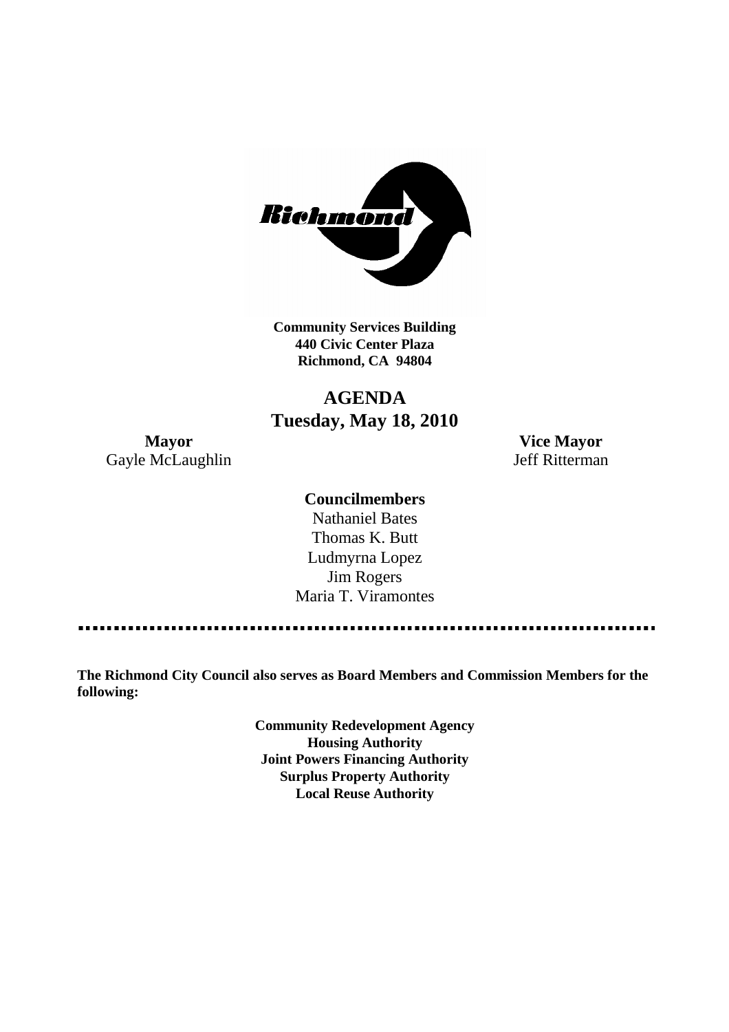Richmond

**Community Services Building**
**440 Civic Center Plaza**
**Richmond, CA 94804**

# AGENDA
## Tuesday, May 18, 2010

**Mayor**
Gayle McLaughlin

**Vice Mayor**
Jeff Ritterman

**Councilmembers**
Nathaniel Bates
Thomas K. Butt
Ludmyrna Lopez
Jim Rogers
Maria T. Viramontes

---

**The Richmond City Council also serves as Board Members and Commission Members for the following:**

**Community Redevelopment Agency**
**Housing Authority**
**Joint Powers Financing Authority**
**Surplus Property Authority**
**Local Reuse Authority**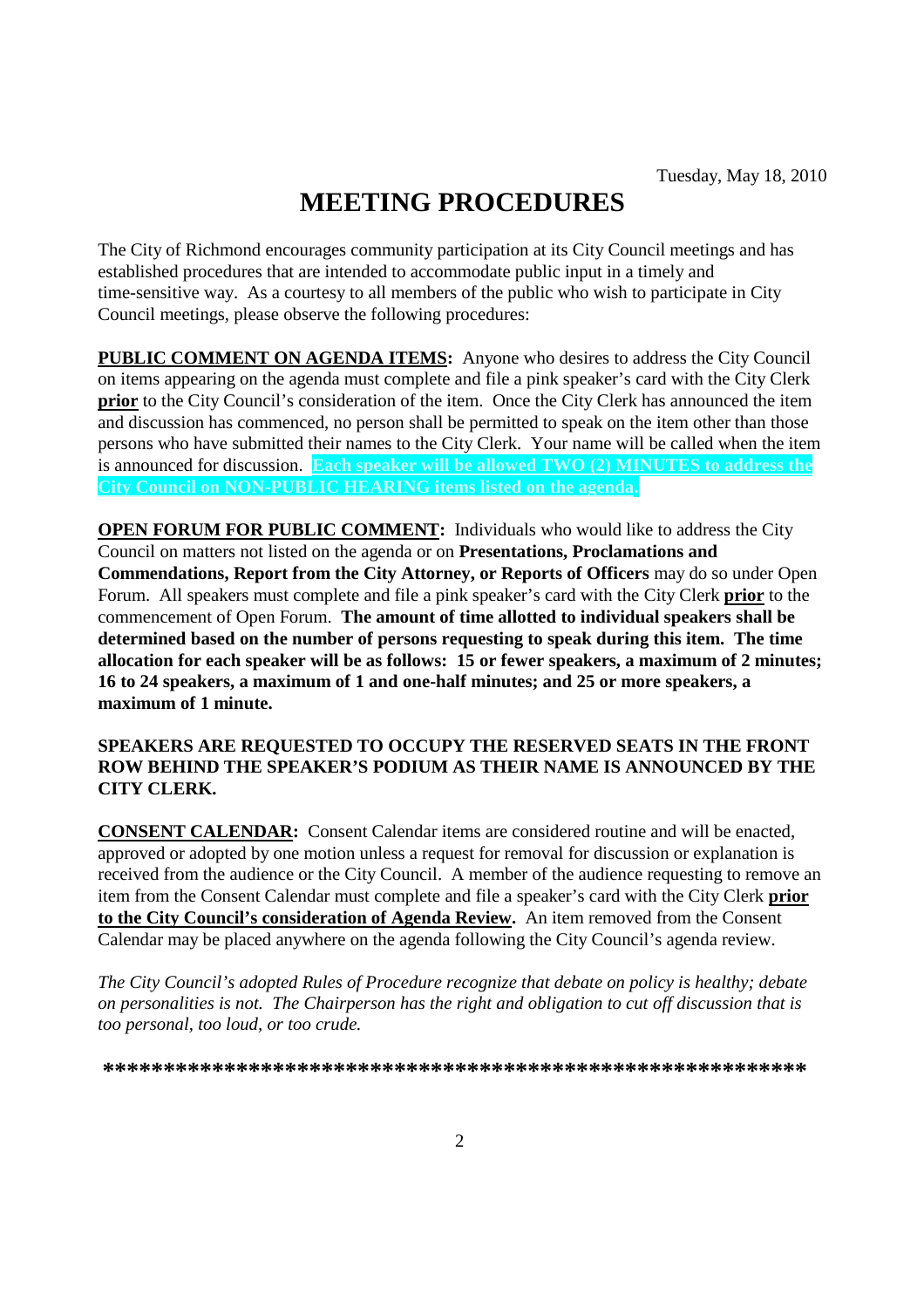Tuesday, May 18, 2010

# MEETING PROCEDURES

The City of Richmond encourages community participation at its City Council meetings and has established procedures that are intended to accommodate public input in a timely and time-sensitive way. As a courtesy to all members of the public who wish to participate in City Council meetings, please observe the following procedures:

**PUBLIC COMMENT ON AGENDA ITEMS:** Anyone who desires to address the City Council on items appearing on the agenda must complete and file a pink speaker's card with the City Clerk **prior** to the City Council's consideration of the item. Once the City Clerk has announced the item and discussion has commenced, no person shall be permitted to speak on the item other than those persons who have submitted their names to the City Clerk. Your name will be called when the item is announced for discussion. **Each speaker will be allowed TWO (2) MINUTES to address the City Council on NON-PUBLIC HEARING items listed on the agenda.**

**OPEN FORUM FOR PUBLIC COMMENT:** Individuals who would like to address the City Council on matters not listed on the agenda or on **Presentations, Proclamations and Commendations, Report from the City Attorney, or Reports of Officers** may do so under Open Forum. All speakers must complete and file a pink speaker's card with the City Clerk **prior** to the commencement of Open Forum. **The amount of time allotted to individual speakers shall be determined based on the number of persons requesting to speak during this item. The time allocation for each speaker will be as follows: 15 or fewer speakers, a maximum of 2 minutes; 16 to 24 speakers, a maximum of 1 and one-half minutes; and 25 or more speakers, a maximum of 1 minute.**

**SPEAKERS ARE REQUESTED TO OCCUPY THE RESERVED SEATS IN THE FRONT ROW BEHIND THE SPEAKER'S PODIUM AS THEIR NAME IS ANNOUNCED BY THE CITY CLERK.**

**CONSENT CALENDAR:** Consent Calendar items are considered routine and will be enacted, approved or adopted by one motion unless a request for removal for discussion or explanation is received from the audience or the City Council. A member of the audience requesting to remove an item from the Consent Calendar must complete and file a speaker's card with the City Clerk **prior to the City Council's consideration of Agenda Review.** An item removed from the Consent Calendar may be placed anywhere on the agenda following the City Council's agenda review.

*The City Council's adopted Rules of Procedure recognize that debate on policy is healthy; debate on personalities is not. The Chairperson has the right and obligation to cut off discussion that is too personal, too loud, or too crude.*

**\*\*\*\*\*\*\*\*\*\*\*\*\*\*\*\*\*\*\*\*\*\*\*\*\*\*\*\*\*\*\*\*\*\*\*\*\*\*\*\*\*\*\*\*\*\*\*\*\*\*\*\*\*\*\*\*\*\***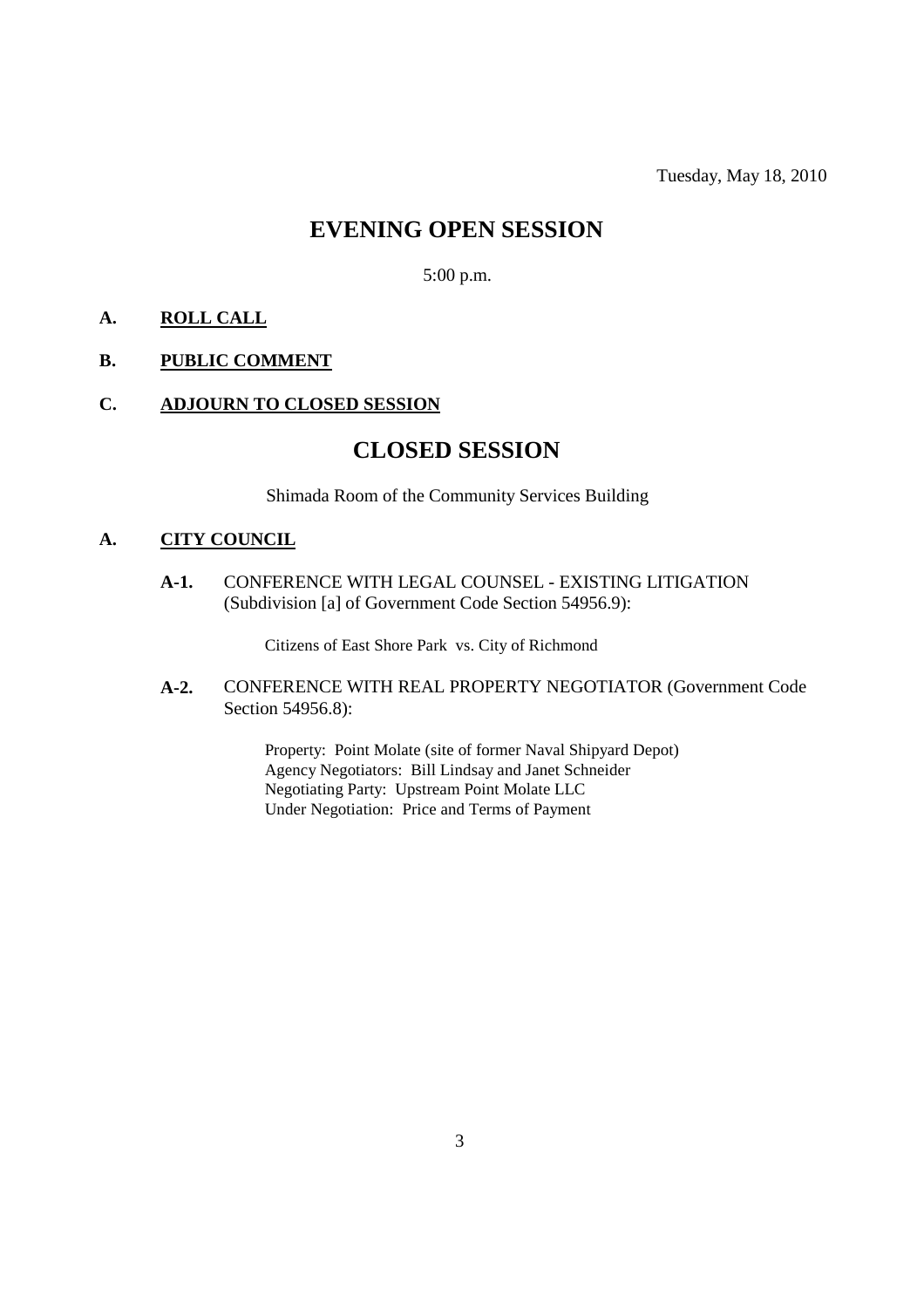Tuesday, May 18, 2010

# EVENING OPEN SESSION

5:00 p.m.

**A.** **ROLL CALL**

**B.** **PUBLIC COMMENT**

**C.** **ADJOURN TO CLOSED SESSION**

# CLOSED SESSION

Shimada Room of the Community Services Building

**A.** **CITY COUNCIL**

**A-1.** CONFERENCE WITH LEGAL COUNSEL - EXISTING LITIGATION (Subdivision [a] of Government Code Section 54956.9):

Citizens of East Shore Park vs. City of Richmond

**A-2.** CONFERENCE WITH REAL PROPERTY NEGOTIATOR (Government Code Section 54956.8):

Property: Point Molate (site of former Naval Shipyard Depot)
Agency Negotiators: Bill Lindsay and Janet Schneider
Negotiating Party: Upstream Point Molate LLC
Under Negotiation: Price and Terms of Payment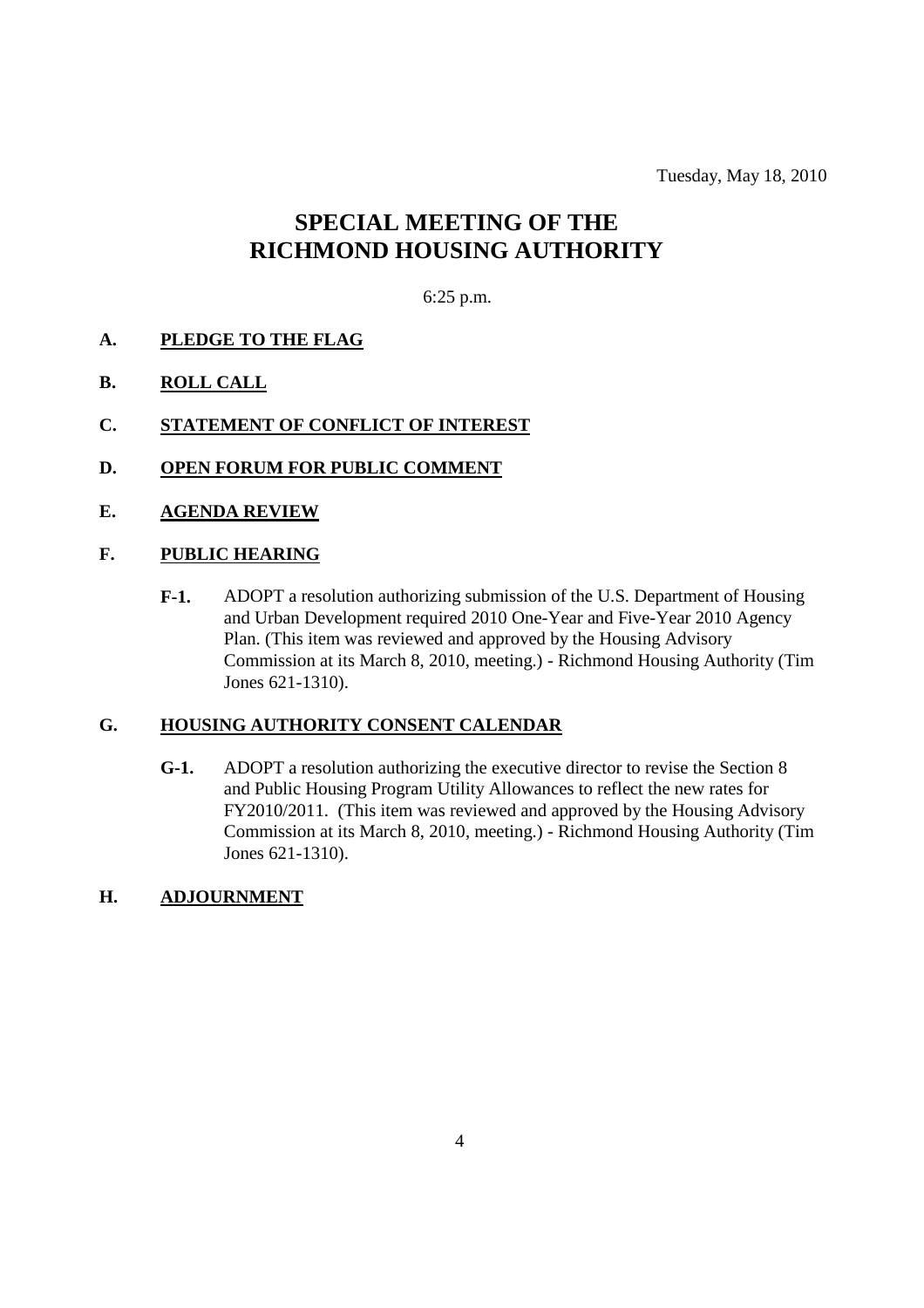Tuesday, May 18, 2010

# SPECIAL MEETING OF THE RICHMOND HOUSING AUTHORITY

6:25 p.m.

**A. PLEDGE TO THE FLAG**

**B. ROLL CALL**

**C. STATEMENT OF CONFLICT OF INTEREST**

**D. OPEN FORUM FOR PUBLIC COMMENT**

**E. AGENDA REVIEW**

**F. PUBLIC HEARING**

**F-1.** ADOPT a resolution authorizing submission of the U.S. Department of Housing and Urban Development required 2010 One-Year and Five-Year 2010 Agency Plan. (This item was reviewed and approved by the Housing Advisory Commission at its March 8, 2010, meeting.) - Richmond Housing Authority (Tim Jones 621-1310).

**G. HOUSING AUTHORITY CONSENT CALENDAR**

**G-1.** ADOPT a resolution authorizing the executive director to revise the Section 8 and Public Housing Program Utility Allowances to reflect the new rates for FY2010/2011. (This item was reviewed and approved by the Housing Advisory Commission at its March 8, 2010, meeting.) - Richmond Housing Authority (Tim Jones 621-1310).

**H. ADJOURNMENT**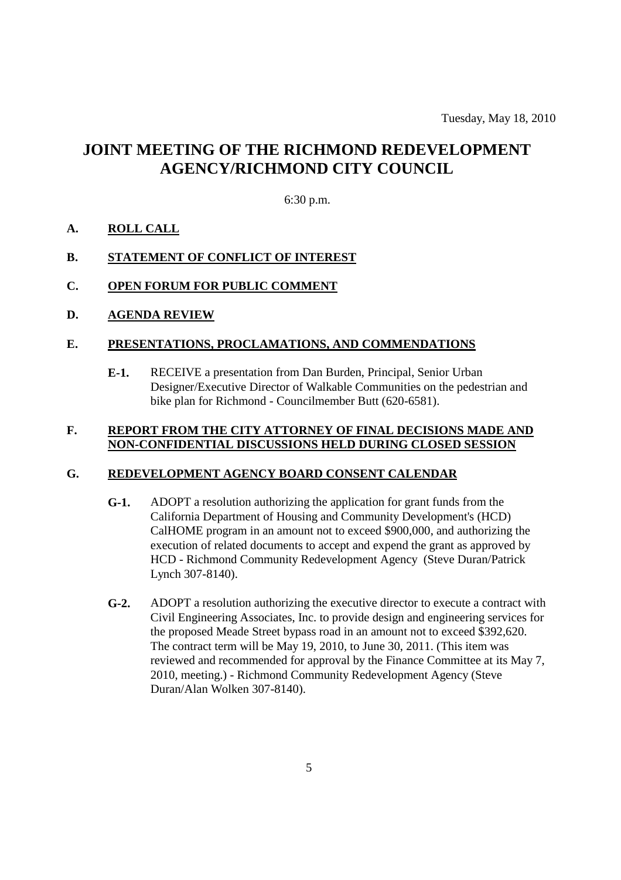Tuesday, May 18, 2010

# JOINT MEETING OF THE RICHMOND REDEVELOPMENT AGENCY/RICHMOND CITY COUNCIL

6:30 p.m.

**A. ROLL CALL**

**B. STATEMENT OF CONFLICT OF INTEREST**

**C. OPEN FORUM FOR PUBLIC COMMENT**

**D. AGENDA REVIEW**

**E. PRESENTATIONS, PROCLAMATIONS, AND COMMENDATIONS**

**E-1.** RECEIVE a presentation from Dan Burden, Principal, Senior Urban Designer/Executive Director of Walkable Communities on the pedestrian and bike plan for Richmond - Councilmember Butt (620-6581).

**F. REPORT FROM THE CITY ATTORNEY OF FINAL DECISIONS MADE AND NON-CONFIDENTIAL DISCUSSIONS HELD DURING CLOSED SESSION**

**G. REDEVELOPMENT AGENCY BOARD CONSENT CALENDAR**

**G-1.** ADOPT a resolution authorizing the application for grant funds from the California Department of Housing and Community Development's (HCD) CalHOME program in an amount not to exceed $900,000, and authorizing the execution of related documents to accept and expend the grant as approved by HCD - Richmond Community Redevelopment Agency (Steve Duran/Patrick Lynch 307-8140).

**G-2.** ADOPT a resolution authorizing the executive director to execute a contract with Civil Engineering Associates, Inc. to provide design and engineering services for the proposed Meade Street bypass road in an amount not to exceed $392,620. The contract term will be May 19, 2010, to June 30, 2011. (This item was reviewed and recommended for approval by the Finance Committee at its May 7, 2010, meeting.) - Richmond Community Redevelopment Agency (Steve Duran/Alan Wolken 307-8140).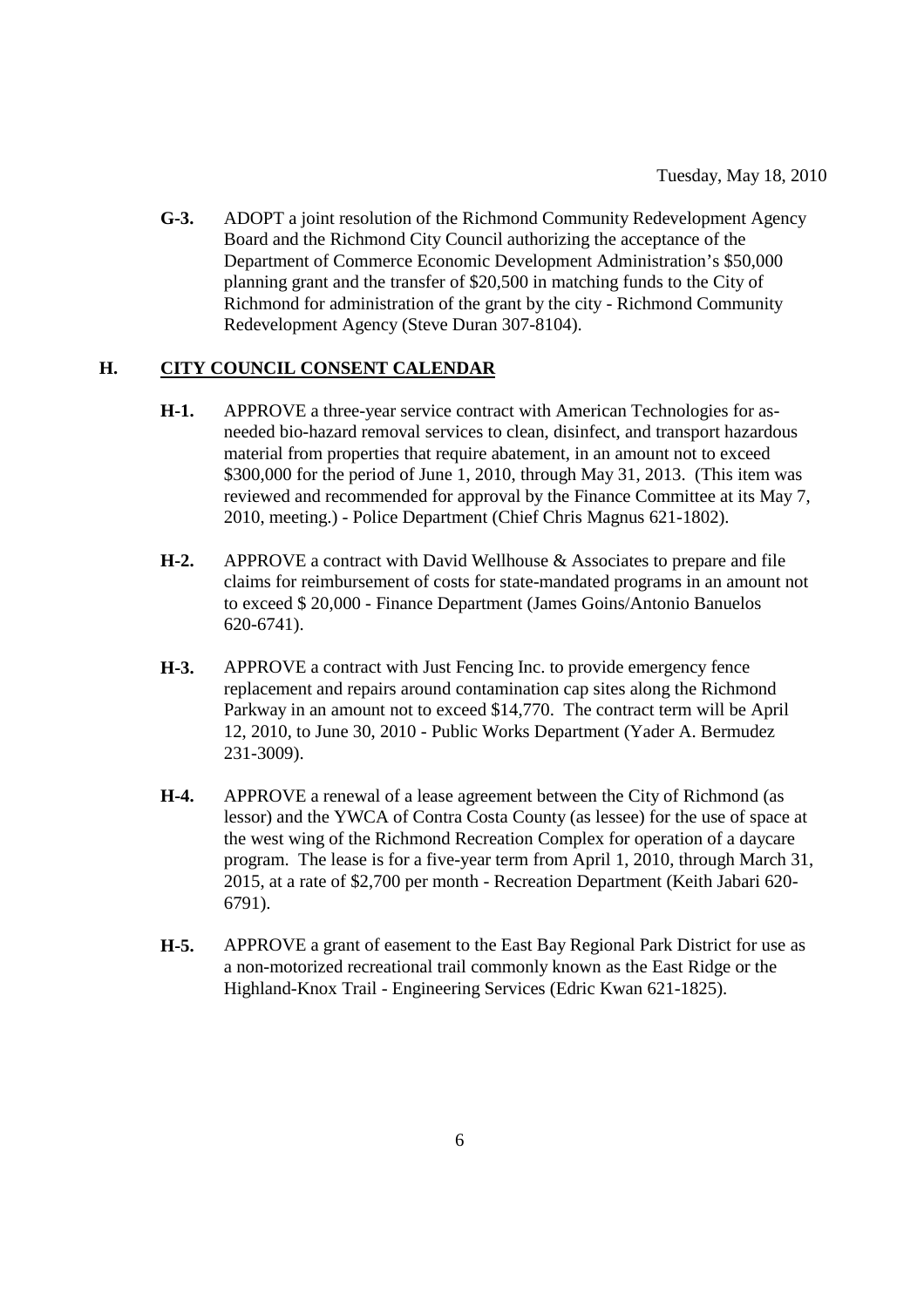Tuesday, May 18, 2010

**G-3.** ADOPT a joint resolution of the Richmond Community Redevelopment Agency Board and the Richmond City Council authorizing the acceptance of the Department of Commerce Economic Development Administration's $50,000 planning grant and the transfer of $20,500 in matching funds to the City of Richmond for administration of the grant by the city - Richmond Community Redevelopment Agency (Steve Duran 307-8104).

## H. CITY COUNCIL CONSENT CALENDAR

**H-1.** APPROVE a three-year service contract with American Technologies for as-needed bio-hazard removal services to clean, disinfect, and transport hazardous material from properties that require abatement, in an amount not to exceed $300,000 for the period of June 1, 2010, through May 31, 2013. (This item was reviewed and recommended for approval by the Finance Committee at its May 7, 2010, meeting.) - Police Department (Chief Chris Magnus 621-1802).

**H-2.** APPROVE a contract with David Wellhouse & Associates to prepare and file claims for reimbursement of costs for state-mandated programs in an amount not to exceed $ 20,000 - Finance Department (James Goins/Antonio Banuelos 620-6741).

**H-3.** APPROVE a contract with Just Fencing Inc. to provide emergency fence replacement and repairs around contamination cap sites along the Richmond Parkway in an amount not to exceed $14,770. The contract term will be April 12, 2010, to June 30, 2010 - Public Works Department (Yader A. Bermudez 231-3009).

**H-4.** APPROVE a renewal of a lease agreement between the City of Richmond (as lessor) and the YWCA of Contra Costa County (as lessee) for the use of space at the west wing of the Richmond Recreation Complex for operation of a daycare program. The lease is for a five-year term from April 1, 2010, through March 31, 2015, at a rate of $2,700 per month - Recreation Department (Keith Jabari 620-6791).

**H-5.** APPROVE a grant of easement to the East Bay Regional Park District for use as a non-motorized recreational trail commonly known as the East Ridge or the Highland-Knox Trail - Engineering Services (Edric Kwan 621-1825).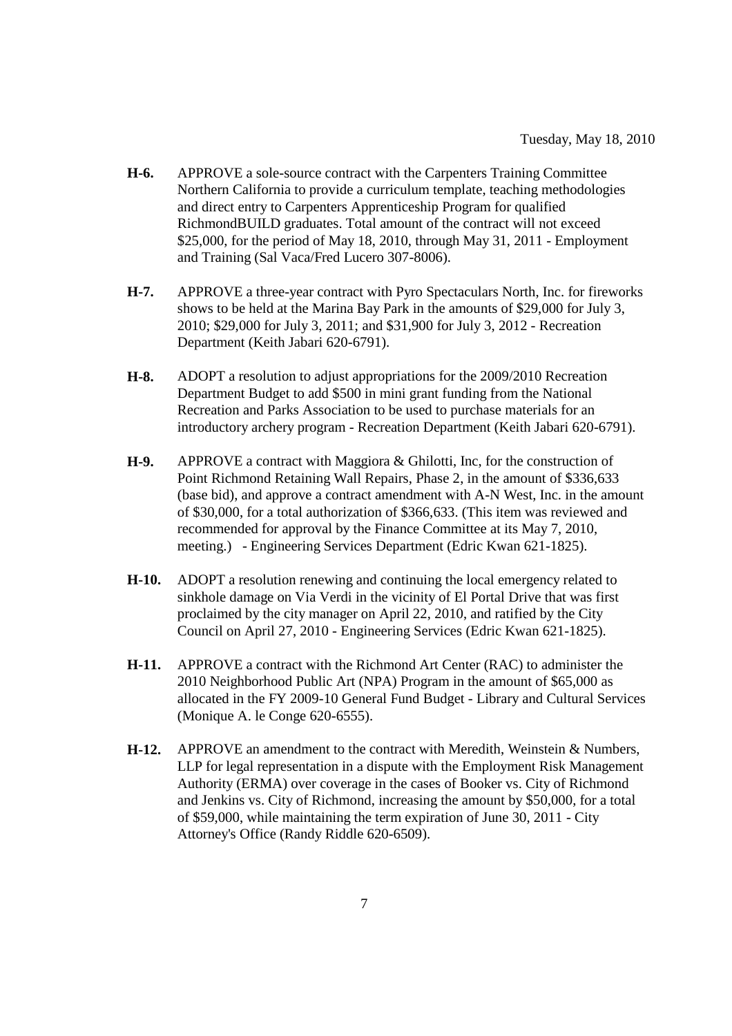**H-6.** APPROVE a sole-source contract with the Carpenters Training Committee Northern California to provide a curriculum template, teaching methodologies and direct entry to Carpenters Apprenticeship Program for qualified RichmondBUILD graduates. Total amount of the contract will not exceed $25,000, for the period of May 18, 2010, through May 31, 2011 - Employment and Training (Sal Vaca/Fred Lucero 307-8006).

**H-7.** APPROVE a three-year contract with Pyro Spectaculars North, Inc. for fireworks shows to be held at the Marina Bay Park in the amounts of $29,000 for July 3, 2010; $29,000 for July 3, 2011; and $31,900 for July 3, 2012 - Recreation Department (Keith Jabari 620-6791).

**H-8.** ADOPT a resolution to adjust appropriations for the 2009/2010 Recreation Department Budget to add $500 in mini grant funding from the National Recreation and Parks Association to be used to purchase materials for an introductory archery program - Recreation Department (Keith Jabari 620-6791).

**H-9.** APPROVE a contract with Maggiora & Ghilotti, Inc, for the construction of Point Richmond Retaining Wall Repairs, Phase 2, in the amount of $336,633 (base bid), and approve a contract amendment with A-N West, Inc. in the amount of $30,000, for a total authorization of $366,633. (This item was reviewed and recommended for approval by the Finance Committee at its May 7, 2010, meeting.) - Engineering Services Department (Edric Kwan 621-1825).

**H-10.** ADOPT a resolution renewing and continuing the local emergency related to sinkhole damage on Via Verdi in the vicinity of El Portal Drive that was first proclaimed by the city manager on April 22, 2010, and ratified by the City Council on April 27, 2010 - Engineering Services (Edric Kwan 621-1825).

**H-11.** APPROVE a contract with the Richmond Art Center (RAC) to administer the 2010 Neighborhood Public Art (NPA) Program in the amount of $65,000 as allocated in the FY 2009-10 General Fund Budget - Library and Cultural Services (Monique A. le Conge 620-6555).

**H-12.** APPROVE an amendment to the contract with Meredith, Weinstein & Numbers, LLP for legal representation in a dispute with the Employment Risk Management Authority (ERMA) over coverage in the cases of Booker vs. City of Richmond and Jenkins vs. City of Richmond, increasing the amount by $50,000, for a total of $59,000, while maintaining the term expiration of June 30, 2011 - City Attorney's Office (Randy Riddle 620-6509).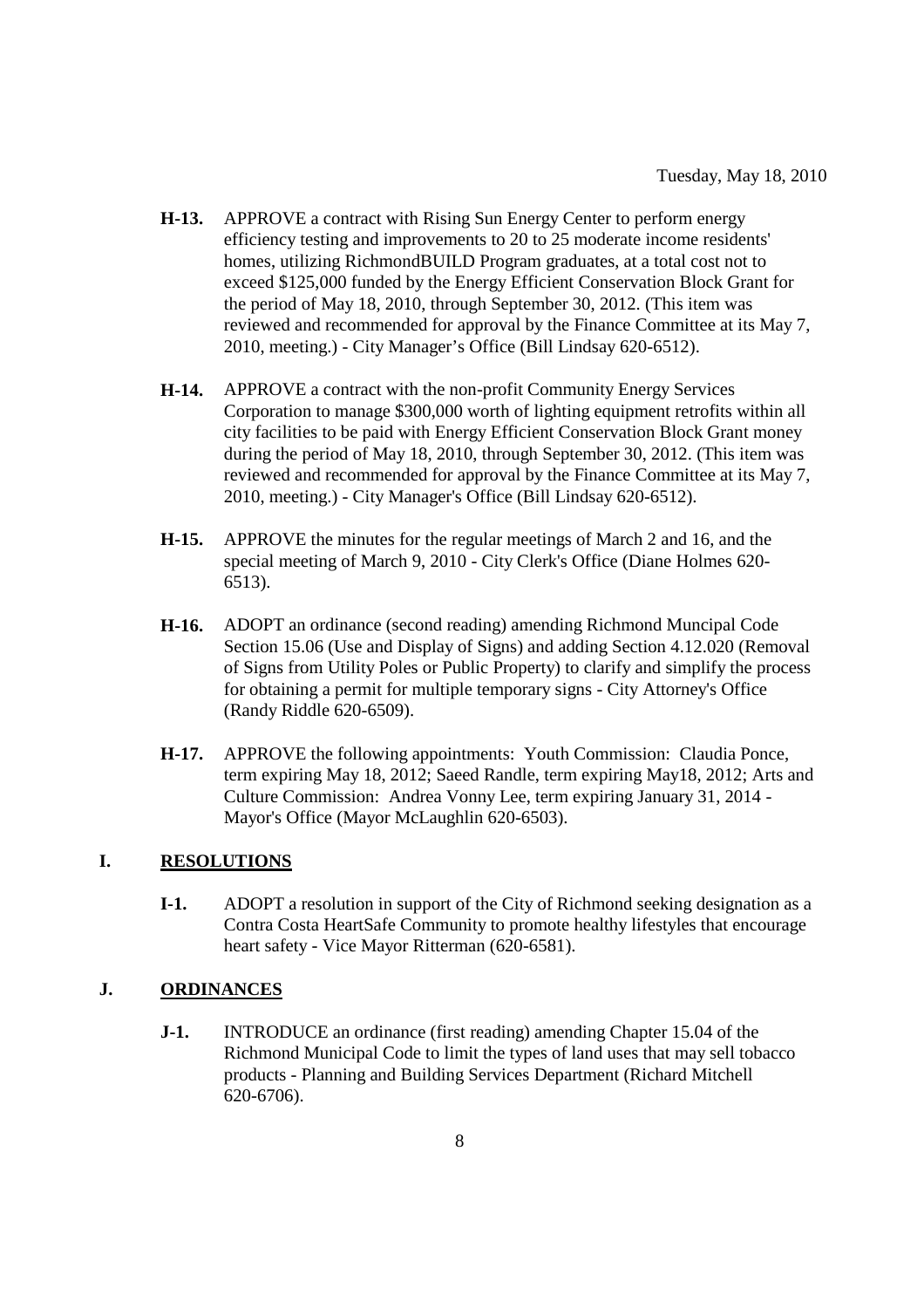- **H-13.** APPROVE a contract with Rising Sun Energy Center to perform energy efficiency testing and improvements to 20 to 25 moderate income residents' homes, utilizing RichmondBUILD Program graduates, at a total cost not to exceed $125,000 funded by the Energy Efficient Conservation Block Grant for the period of May 18, 2010, through September 30, 2012. (This item was reviewed and recommended for approval by the Finance Committee at its May 7, 2010, meeting.) - City Manager's Office (Bill Lindsay 620-6512).

- **H-14.** APPROVE a contract with the non-profit Community Energy Services Corporation to manage $300,000 worth of lighting equipment retrofits within all city facilities to be paid with Energy Efficient Conservation Block Grant money during the period of May 18, 2010, through September 30, 2012. (This item was reviewed and recommended for approval by the Finance Committee at its May 7, 2010, meeting.) - City Manager's Office (Bill Lindsay 620-6512).

- **H-15.** APPROVE the minutes for the regular meetings of March 2 and 16, and the special meeting of March 9, 2010 - City Clerk's Office (Diane Holmes 620-6513).

- **H-16.** ADOPT an ordinance (second reading) amending Richmond Muncipal Code Section 15.06 (Use and Display of Signs) and adding Section 4.12.020 (Removal of Signs from Utility Poles or Public Property) to clarify and simplify the process for obtaining a permit for multiple temporary signs - City Attorney's Office (Randy Riddle 620-6509).

- **H-17.** APPROVE the following appointments: Youth Commission: Claudia Ponce, term expiring May 18, 2012; Saeed Randle, term expiring May18, 2012; Arts and Culture Commission: Andrea Vonny Lee, term expiring January 31, 2014 - Mayor's Office (Mayor McLaughlin 620-6503).

## I. RESOLUTIONS

- **I-1.** ADOPT a resolution in support of the City of Richmond seeking designation as a Contra Costa HeartSafe Community to promote healthy lifestyles that encourage heart safety - Vice Mayor Ritterman (620-6581).

## J. ORDINANCES

- **J-1.** INTRODUCE an ordinance (first reading) amending Chapter 15.04 of the Richmond Municipal Code to limit the types of land uses that may sell tobacco products - Planning and Building Services Department (Richard Mitchell 620-6706).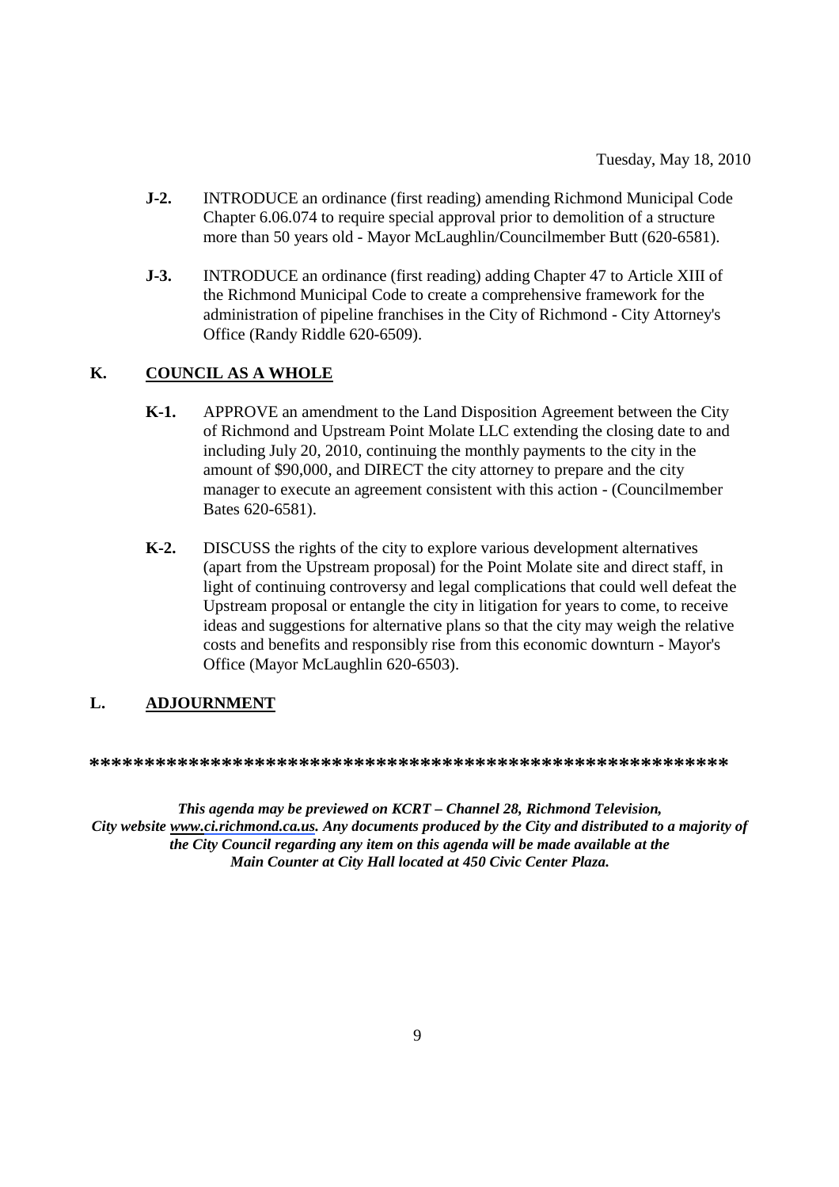- **J-2.** INTRODUCE an ordinance (first reading) amending Richmond Municipal Code Chapter 6.06.074 to require special approval prior to demolition of a structure more than 50 years old - Mayor McLaughlin/Councilmember Butt (620-6581).

- **J-3.** INTRODUCE an ordinance (first reading) adding Chapter 47 to Article XIII of the Richmond Municipal Code to create a comprehensive framework for the administration of pipeline franchises in the City of Richmond - City Attorney's Office (Randy Riddle 620-6509).

## K. COUNCIL AS A WHOLE

- **K-1.** APPROVE an amendment to the Land Disposition Agreement between the City of Richmond and Upstream Point Molate LLC extending the closing date to and including July 20, 2010, continuing the monthly payments to the city in the amount of $90,000, and DIRECT the city attorney to prepare and the city manager to execute an agreement consistent with this action - (Councilmember Bates 620-6581).

- **K-2.** DISCUSS the rights of the city to explore various development alternatives (apart from the Upstream proposal) for the Point Molate site and direct staff, in light of continuing controversy and legal complications that could well defeat the Upstream proposal or entangle the city in litigation for years to come, to receive ideas and suggestions for alternative plans so that the city may weigh the relative costs and benefits and responsibly rise from this economic downturn - Mayor's Office (Mayor McLaughlin 620-6503).

## L. ADJOURNMENT

*************************************************************

***This agenda may be previewed on KCRT – Channel 28, Richmond Television, City website www.ci.richmond.ca.us. Any documents produced by the City and distributed to a majority of the City Council regarding any item on this agenda will be made available at the Main Counter at City Hall located at 450 Civic Center Plaza.***